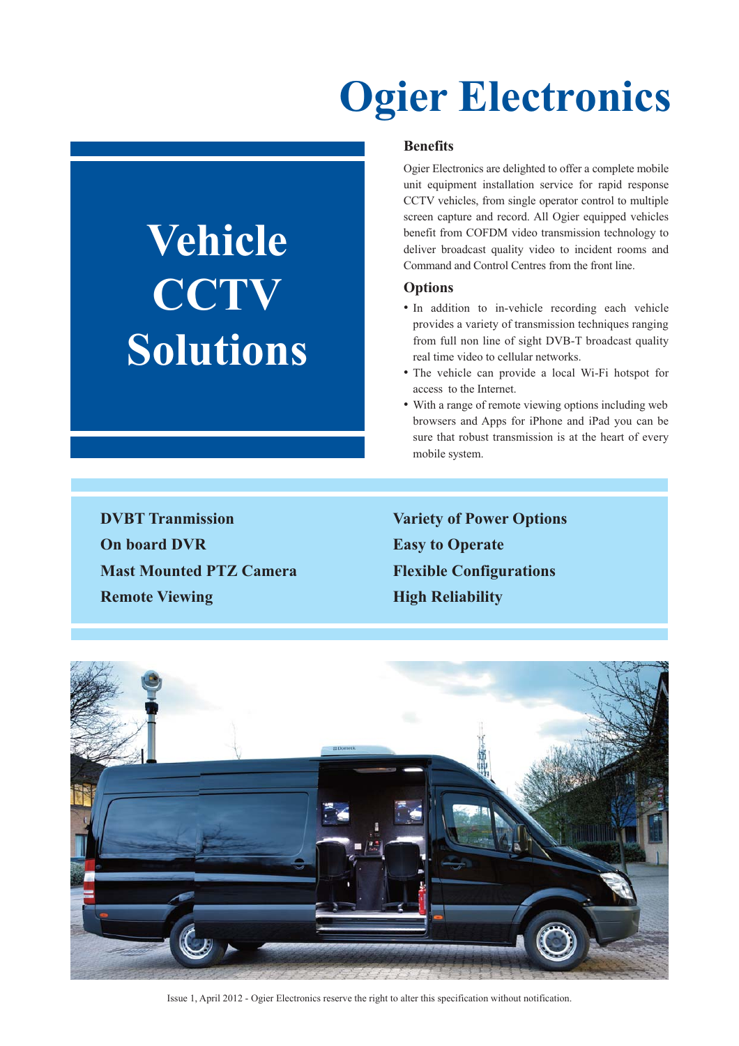# Ogier Electronics

## Vehicle CCTV Solutions

### Benefits

Ogier Electronics are delighted to offer a complete mobile unit equipment installation service for rapid response CCTV vehicles, from single operator control to multiple screen capture and record. All Ogier equipped vehicles benefit from COFDM video transmission technology to deliver broadcast quality video to incident rooms and Command and Control Centres from the front line.

### Options

- In addition to in-vehicle recording each vehicle provides a variety of transmission techniques ranging from full non line of sight DVB-T broadcast quality real time video to cellular networks.
- The vehicle can provide a local Wi-Fi hotspot for access to the Internet.
- With a range of remote viewing options including web browsers and Apps for iPhone and iPad you can be sure that robust transmission is at the heart of every mobile system.

**DVBT Tranmission**
**On board DVR**
**Mast Mounted PTZ Camera**
**Remote Viewing**
**Variety of Power Options**
**Easy to Operate**
**Flexible Configurations**
**High Reliability**

Issue 1, April 2012 - Ogier Electronics reserve the right to alter this specification without notification.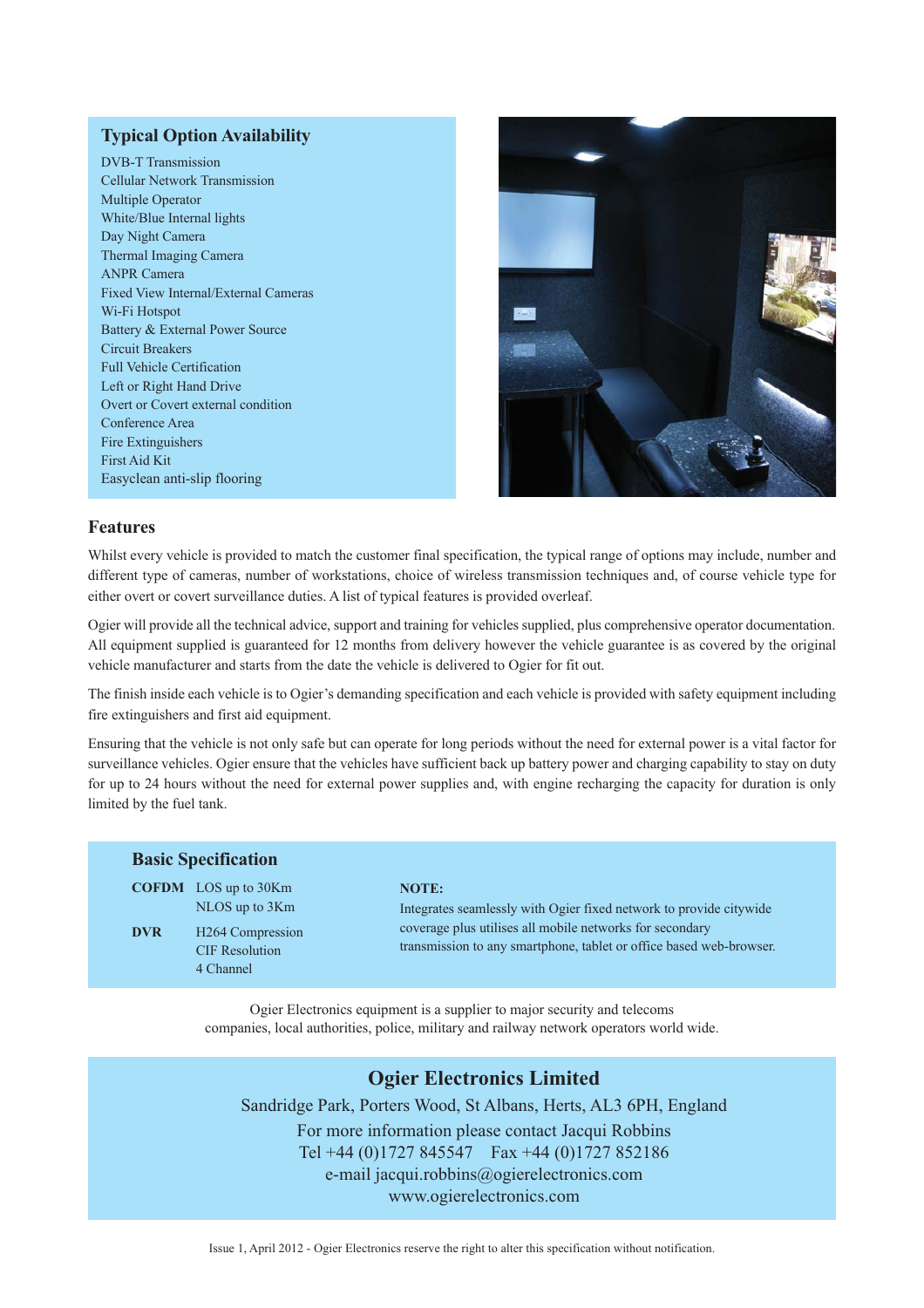## Typical Option Availability

DVB-T Transmission
Cellular Network Transmission
Multiple Operator
White/Blue Internal lights
Day Night Camera
Thermal Imaging Camera
ANPR Camera
Fixed View Internal/External Cameras
Wi-Fi Hotspot
Battery & External Power Source
Circuit Breakers
Full Vehicle Certification
Left or Right Hand Drive
Overt or Covert external condition
Conference Area
Fire Extinguishers
First Aid Kit
Easyclean anti-slip flooring

## Features

Whilst every vehicle is provided to match the customer final specification, the typical range of options may include, number and different type of cameras, number of workstations, choice of wireless transmission techniques and, of course vehicle type for either overt or covert surveillance duties. A list of typical features is provided overleaf.

Ogier will provide all the technical advice, support and training for vehicles supplied, plus comprehensive operator documentation. All equipment supplied is guaranteed for 12 months from delivery however the vehicle guarantee is as covered by the original vehicle manufacturer and starts from the date the vehicle is delivered to Ogier for fit out.

The finish inside each vehicle is to Ogier's demanding specification and each vehicle is provided with safety equipment including fire extinguishers and first aid equipment.

Ensuring that the vehicle is not only safe but can operate for long periods without the need for external power is a vital factor for surveillance vehicles. Ogier ensure that the vehicles have sufficient back up battery power and charging capability to stay on duty for up to 24 hours without the need for external power supplies and, with engine recharging the capacity for duration is only limited by the fuel tank.

## Basic Specification

| | |
|---|---|
| **COFDM** | LOS up to 30Km<br>NLOS up to 3Km |
| **DVR** | H264 Compression<br>CIF Resolution<br>4 Channel |

**NOTE:**
Integrates seamlessly with Ogier fixed network to provide citywide coverage plus utilises all mobile networks for secondary transmission to any smartphone, tablet or office based web-browser.

Ogier Electronics equipment is a supplier to major security and telecoms companies, local authorities, police, military and railway network operators world wide.

## Ogier Electronics Limited

Sandridge Park, Porters Wood, St Albans, Herts, AL3 6PH, England
For more information please contact Jacqui Robbins
Tel +44 (0)1727 845547 Fax +44 (0)1727 852186
e-mail jacqui.robbins@ogierelectronics.com
www.ogierelectronics.com

Issue 1, April 2012 - Ogier Electronics reserve the right to alter this specification without notification.